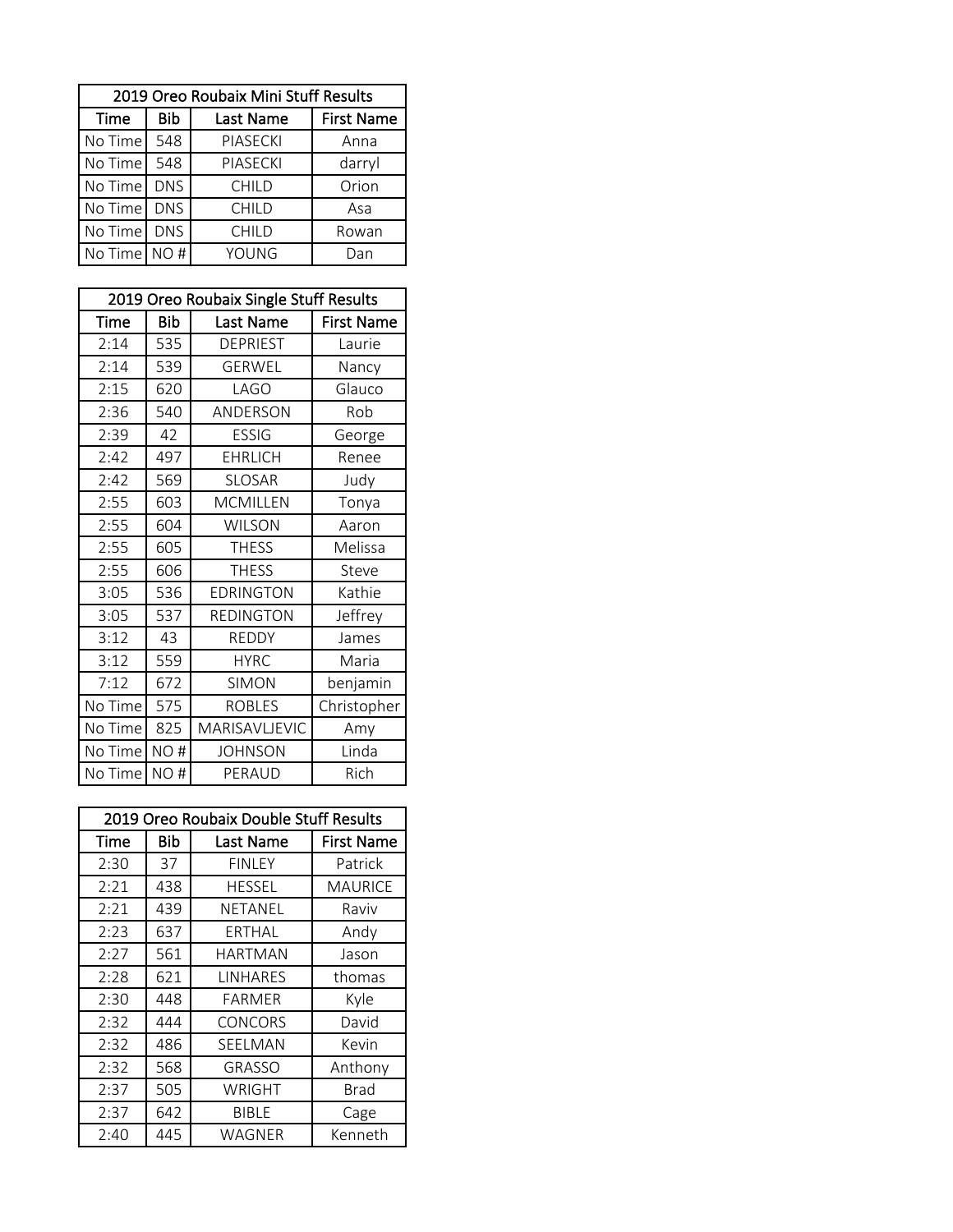## 2019 Oreo Roubaix Mini Stuff Results

| Time | Bib | Last Name | First Name |
|---|---|---|---|
| No Time | 548 | PIASECKI | Anna |
| No Time | 548 | PIASECKI | darryl |
| No Time | DNS | CHILD | Orion |
| No Time | DNS | CHILD | Asa |
| No Time | DNS | CHILD | Rowan |
| No Time | NO # | YOUNG | Dan |

## 2019 Oreo Roubaix Single Stuff Results

| Time | Bib | Last Name | First Name |
|---|---|---|---|
| 2:14 | 535 | DEPRIEST | Laurie |
| 2:14 | 539 | GERWEL | Nancy |
| 2:15 | 620 | LAGO | Glauco |
| 2:36 | 540 | ANDERSON | Rob |
| 2:39 | 42 | ESSIG | George |
| 2:42 | 497 | EHRLICH | Renee |
| 2:42 | 569 | SLOSAR | Judy |
| 2:55 | 603 | MCMILLEN | Tonya |
| 2:55 | 604 | WILSON | Aaron |
| 2:55 | 605 | THESS | Melissa |
| 2:55 | 606 | THESS | Steve |
| 3:05 | 536 | EDRINGTON | Kathie |
| 3:05 | 537 | REDINGTON | Jeffrey |
| 3:12 | 43 | REDDY | James |
| 3:12 | 559 | HYRC | Maria |
| 7:12 | 672 | SIMON | benjamin |
| No Time | 575 | ROBLES | Christopher |
| No Time | 825 | MARISAVLJEVIC | Amy |
| No Time | NO # | JOHNSON | Linda |
| No Time | NO # | PERAUD | Rich |

## 2019 Oreo Roubaix Double Stuff Results

| Time | Bib | Last Name | First Name |
|---|---|---|---|
| 2:30 | 37 | FINLEY | Patrick |
| 2:21 | 438 | HESSEL | MAURICE |
| 2:21 | 439 | NETANEL | Raviv |
| 2:23 | 637 | ERTHAL | Andy |
| 2:27 | 561 | HARTMAN | Jason |
| 2:28 | 621 | LINHARES | thomas |
| 2:30 | 448 | FARMER | Kyle |
| 2:32 | 444 | CONCORS | David |
| 2:32 | 486 | SEELMAN | Kevin |
| 2:32 | 568 | GRASSO | Anthony |
| 2:37 | 505 | WRIGHT | Brad |
| 2:37 | 642 | BIBLE | Cage |
| 2:40 | 445 | WAGNER | Kenneth |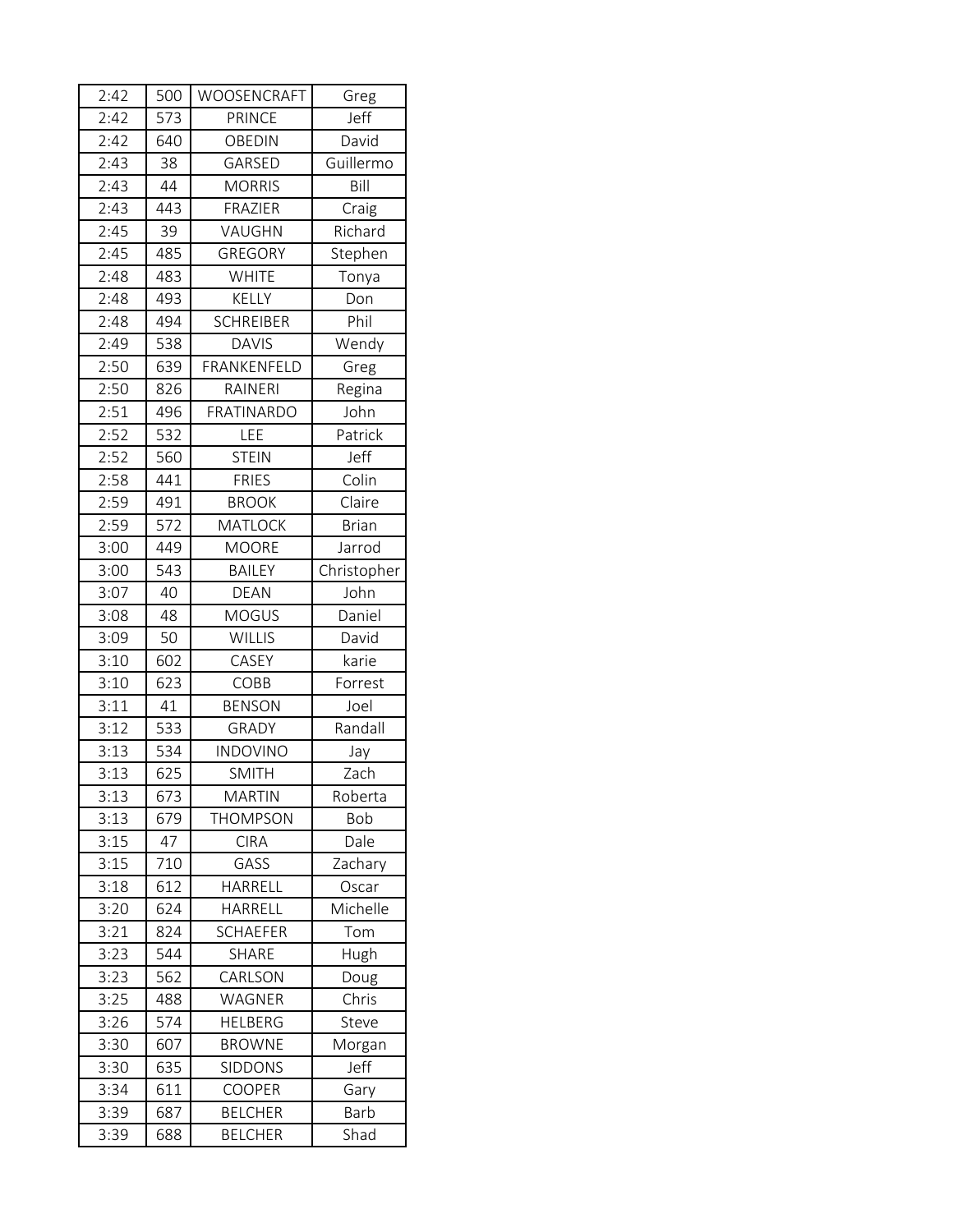| 2:42 | 500 | WOOSENCRAFT | Greg |
|---|---|---|---|
| 2:42 | 573 | PRINCE | Jeff |
| 2:42 | 640 | OBEDIN | David |
| 2:43 | 38 | GARSED | Guillermo |
| 2:43 | 44 | MORRIS | Bill |
| 2:43 | 443 | FRAZIER | Craig |
| 2:45 | 39 | VAUGHN | Richard |
| 2:45 | 485 | GREGORY | Stephen |
| 2:48 | 483 | WHITE | Tonya |
| 2:48 | 493 | KELLY | Don |
| 2:48 | 494 | SCHREIBER | Phil |
| 2:49 | 538 | DAVIS | Wendy |
| 2:50 | 639 | FRANKENFELD | Greg |
| 2:50 | 826 | RAINERI | Regina |
| 2:51 | 496 | FRATINARDO | John |
| 2:52 | 532 | LEE | Patrick |
| 2:52 | 560 | STEIN | Jeff |
| 2:58 | 441 | FRIES | Colin |
| 2:59 | 491 | BROOK | Claire |
| 2:59 | 572 | MATLOCK | Brian |
| 3:00 | 449 | MOORE | Jarrod |
| 3:00 | 543 | BAILEY | Christopher |
| 3:07 | 40 | DEAN | John |
| 3:08 | 48 | MOGUS | Daniel |
| 3:09 | 50 | WILLIS | David |
| 3:10 | 602 | CASEY | karie |
| 3:10 | 623 | COBB | Forrest |
| 3:11 | 41 | BENSON | Joel |
| 3:12 | 533 | GRADY | Randall |
| 3:13 | 534 | INDOVINO | Jay |
| 3:13 | 625 | SMITH | Zach |
| 3:13 | 673 | MARTIN | Roberta |
| 3:13 | 679 | THOMPSON | Bob |
| 3:15 | 47 | CIRA | Dale |
| 3:15 | 710 | GASS | Zachary |
| 3:18 | 612 | HARRELL | Oscar |
| 3:20 | 624 | HARRELL | Michelle |
| 3:21 | 824 | SCHAEFER | Tom |
| 3:23 | 544 | SHARE | Hugh |
| 3:23 | 562 | CARLSON | Doug |
| 3:25 | 488 | WAGNER | Chris |
| 3:26 | 574 | HELBERG | Steve |
| 3:30 | 607 | BROWNE | Morgan |
| 3:30 | 635 | SIDDONS | Jeff |
| 3:34 | 611 | COOPER | Gary |
| 3:39 | 687 | BELCHER | Barb |
| 3:39 | 688 | BELCHER | Shad |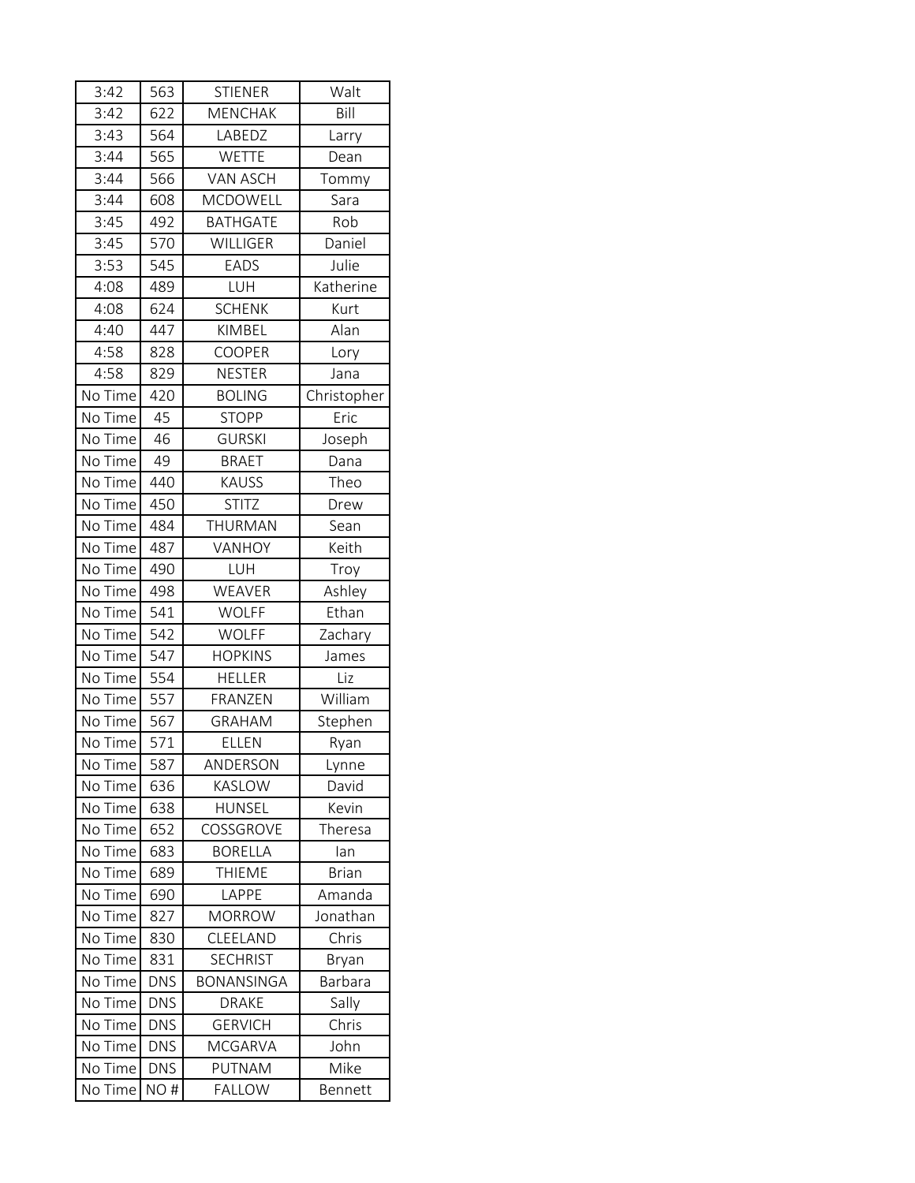| 3:42 | 563 | STIENER | Walt |
|---|---|---|---|
| 3:42 | 622 | MENCHAK | Bill |
| 3:43 | 564 | LABEDZ | Larry |
| 3:44 | 565 | WETTE | Dean |
| 3:44 | 566 | VAN ASCH | Tommy |
| 3:44 | 608 | MCDOWELL | Sara |
| 3:45 | 492 | BATHGATE | Rob |
| 3:45 | 570 | WILLIGER | Daniel |
| 3:53 | 545 | EADS | Julie |
| 4:08 | 489 | LUH | Katherine |
| 4:08 | 624 | SCHENK | Kurt |
| 4:40 | 447 | KIMBEL | Alan |
| 4:58 | 828 | COOPER | Lory |
| 4:58 | 829 | NESTER | Jana |
| No Time | 420 | BOLING | Christopher |
| No Time | 45 | STOPP | Eric |
| No Time | 46 | GURSKI | Joseph |
| No Time | 49 | BRAET | Dana |
| No Time | 440 | KAUSS | Theo |
| No Time | 450 | STITZ | Drew |
| No Time | 484 | THURMAN | Sean |
| No Time | 487 | VANHOY | Keith |
| No Time | 490 | LUH | Troy |
| No Time | 498 | WEAVER | Ashley |
| No Time | 541 | WOLFF | Ethan |
| No Time | 542 | WOLFF | Zachary |
| No Time | 547 | HOPKINS | James |
| No Time | 554 | HELLER | Liz |
| No Time | 557 | FRANZEN | William |
| No Time | 567 | GRAHAM | Stephen |
| No Time | 571 | ELLEN | Ryan |
| No Time | 587 | ANDERSON | Lynne |
| No Time | 636 | KASLOW | David |
| No Time | 638 | HUNSEL | Kevin |
| No Time | 652 | COSSGROVE | Theresa |
| No Time | 683 | BORELLA | Ian |
| No Time | 689 | THIEME | Brian |
| No Time | 690 | LAPPE | Amanda |
| No Time | 827 | MORROW | Jonathan |
| No Time | 830 | CLEELAND | Chris |
| No Time | 831 | SECHRIST | Bryan |
| No Time | DNS | BONANSINGA | Barbara |
| No Time | DNS | DRAKE | Sally |
| No Time | DNS | GERVICH | Chris |
| No Time | DNS | MCGARVA | John |
| No Time | DNS | PUTNAM | Mike |
| No Time | NO # | FALLOW | Bennett |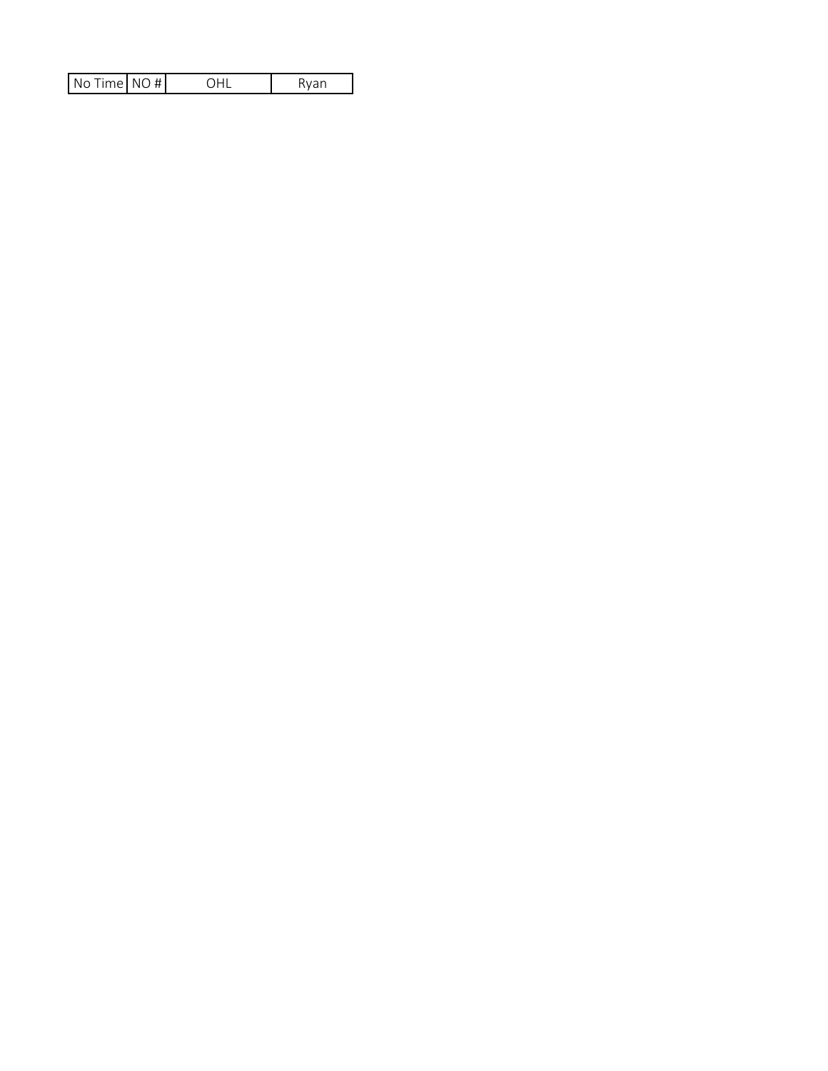| | | | |
|---|---|---|---|
| No Time | NO # | OHL | Ryan |